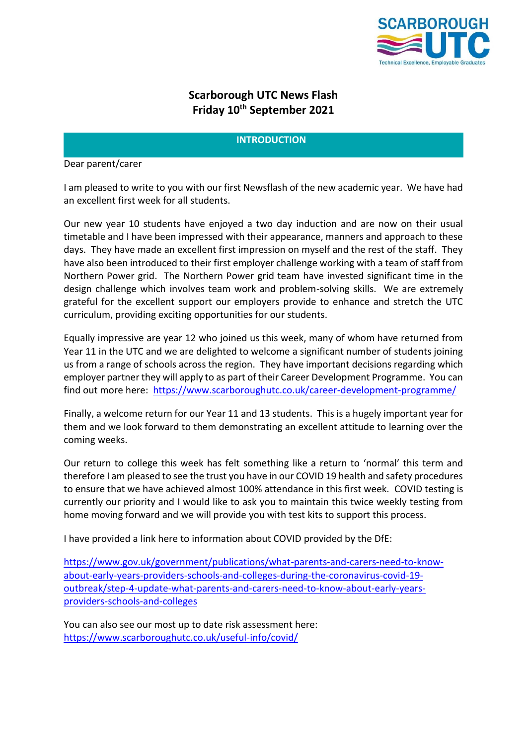# Scarborough UTC News Flash
## Friday 10th September 2021

## INTRODUCTION

Dear parent/carer

I am pleased to write to you with our first Newsflash of the new academic year. We have had an excellent first week for all students.

Our new year 10 students have enjoyed a two day induction and are now on their usual timetable and I have been impressed with their appearance, manners and approach to these days. They have made an excellent first impression on myself and the rest of the staff. They have also been introduced to their first employer challenge working with a team of staff from Northern Power grid. The Northern Power grid team have invested significant time in the design challenge which involves team work and problem-solving skills. We are extremely grateful for the excellent support our employers provide to enhance and stretch the UTC curriculum, providing exciting opportunities for our students.

Equally impressive are year 12 who joined us this week, many of whom have returned from Year 11 in the UTC and we are delighted to welcome a significant number of students joining us from a range of schools across the region. They have important decisions regarding which employer partner they will apply to as part of their Career Development Programme. You can find out more here: https://www.scarboroughutc.co.uk/career-development-programme/

Finally, a welcome return for our Year 11 and 13 students. This is a hugely important year for them and we look forward to them demonstrating an excellent attitude to learning over the coming weeks.

Our return to college this week has felt something like a return to 'normal' this term and therefore I am pleased to see the trust you have in our COVID 19 health and safety procedures to ensure that we have achieved almost 100% attendance in this first week. COVID testing is currently our priority and I would like to ask you to maintain this twice weekly testing from home moving forward and we will provide you with test kits to support this process.

I have provided a link here to information about COVID provided by the DfE:

https://www.gov.uk/government/publications/what-parents-and-carers-need-to-know-about-early-years-providers-schools-and-colleges-during-the-coronavirus-covid-19-outbreak/step-4-update-what-parents-and-carers-need-to-know-about-early-years-providers-schools-and-colleges

You can also see our most up to date risk assessment here:
https://www.scarboroughutc.co.uk/useful-info/covid/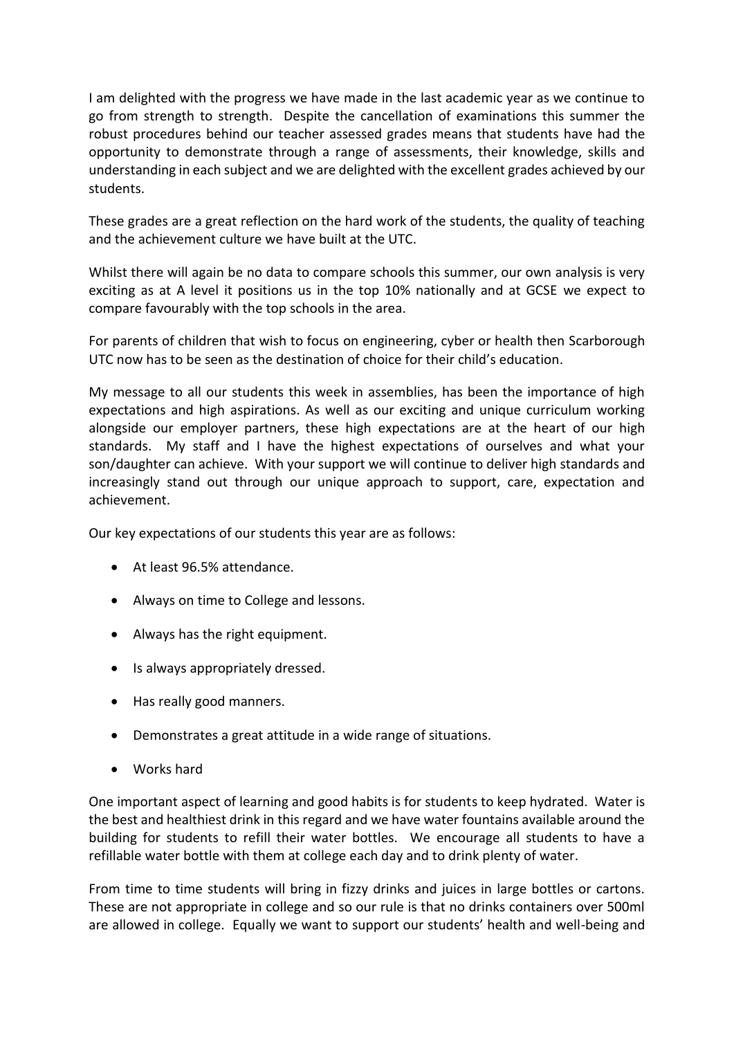I am delighted with the progress we have made in the last academic year as we continue to go from strength to strength. Despite the cancellation of examinations this summer the robust procedures behind our teacher assessed grades means that students have had the opportunity to demonstrate through a range of assessments, their knowledge, skills and understanding in each subject and we are delighted with the excellent grades achieved by our students.

These grades are a great reflection on the hard work of the students, the quality of teaching and the achievement culture we have built at the UTC.

Whilst there will again be no data to compare schools this summer, our own analysis is very exciting as at A level it positions us in the top 10% nationally and at GCSE we expect to compare favourably with the top schools in the area.

For parents of children that wish to focus on engineering, cyber or health then Scarborough UTC now has to be seen as the destination of choice for their child's education.

My message to all our students this week in assemblies, has been the importance of high expectations and high aspirations. As well as our exciting and unique curriculum working alongside our employer partners, these high expectations are at the heart of our high standards. My staff and I have the highest expectations of ourselves and what your son/daughter can achieve. With your support we will continue to deliver high standards and increasingly stand out through our unique approach to support, care, expectation and achievement.

Our key expectations of our students this year are as follows:

- At least 96.5% attendance.
- Always on time to College and lessons.
- Always has the right equipment.
- Is always appropriately dressed.
- Has really good manners.
- Demonstrates a great attitude in a wide range of situations.
- Works hard

One important aspect of learning and good habits is for students to keep hydrated. Water is the best and healthiest drink in this regard and we have water fountains available around the building for students to refill their water bottles. We encourage all students to have a refillable water bottle with them at college each day and to drink plenty of water.

From time to time students will bring in fizzy drinks and juices in large bottles or cartons. These are not appropriate in college and so our rule is that no drinks containers over 500ml are allowed in college. Equally we want to support our students' health and well-being and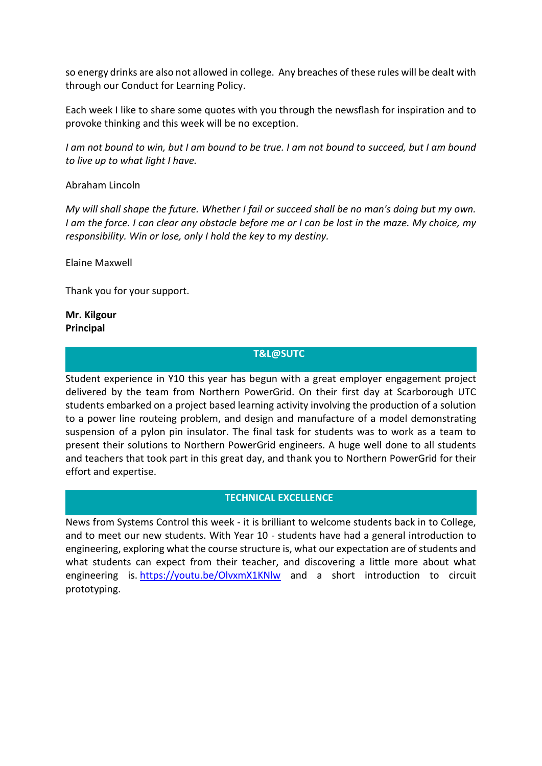so energy drinks are also not allowed in college. Any breaches of these rules will be dealt with through our Conduct for Learning Policy.

Each week I like to share some quotes with you through the newsflash for inspiration and to provoke thinking and this week will be no exception.

*I am not bound to win, but I am bound to be true. I am not bound to succeed, but I am bound to live up to what light I have.*

Abraham Lincoln

*My will shall shape the future. Whether I fail or succeed shall be no man's doing but my own. I am the force. I can clear any obstacle before me or I can be lost in the maze. My choice, my responsibility. Win or lose, only I hold the key to my destiny.*

Elaine Maxwell

Thank you for your support.

**Mr. Kilgour**
**Principal**

## T&L@SUTC

Student experience in Y10 this year has begun with a great employer engagement project delivered by the team from Northern PowerGrid. On their first day at Scarborough UTC students embarked on a project based learning activity involving the production of a solution to a power line routeing problem, and design and manufacture of a model demonstrating suspension of a pylon pin insulator. The final task for students was to work as a team to present their solutions to Northern PowerGrid engineers. A huge well done to all students and teachers that took part in this great day, and thank you to Northern PowerGrid for their effort and expertise.

## TECHNICAL EXCELLENCE

News from Systems Control this week - it is brilliant to welcome students back in to College, and to meet our new students. With Year 10 - students have had a general introduction to engineering, exploring what the course structure is, what our expectation are of students and what students can expect from their teacher, and discovering a little more about what engineering is. [https://youtu.be/OlvxmX1KNlw](https://youtu.be/OlvxmX1KNlw) and a short introduction to circuit prototyping.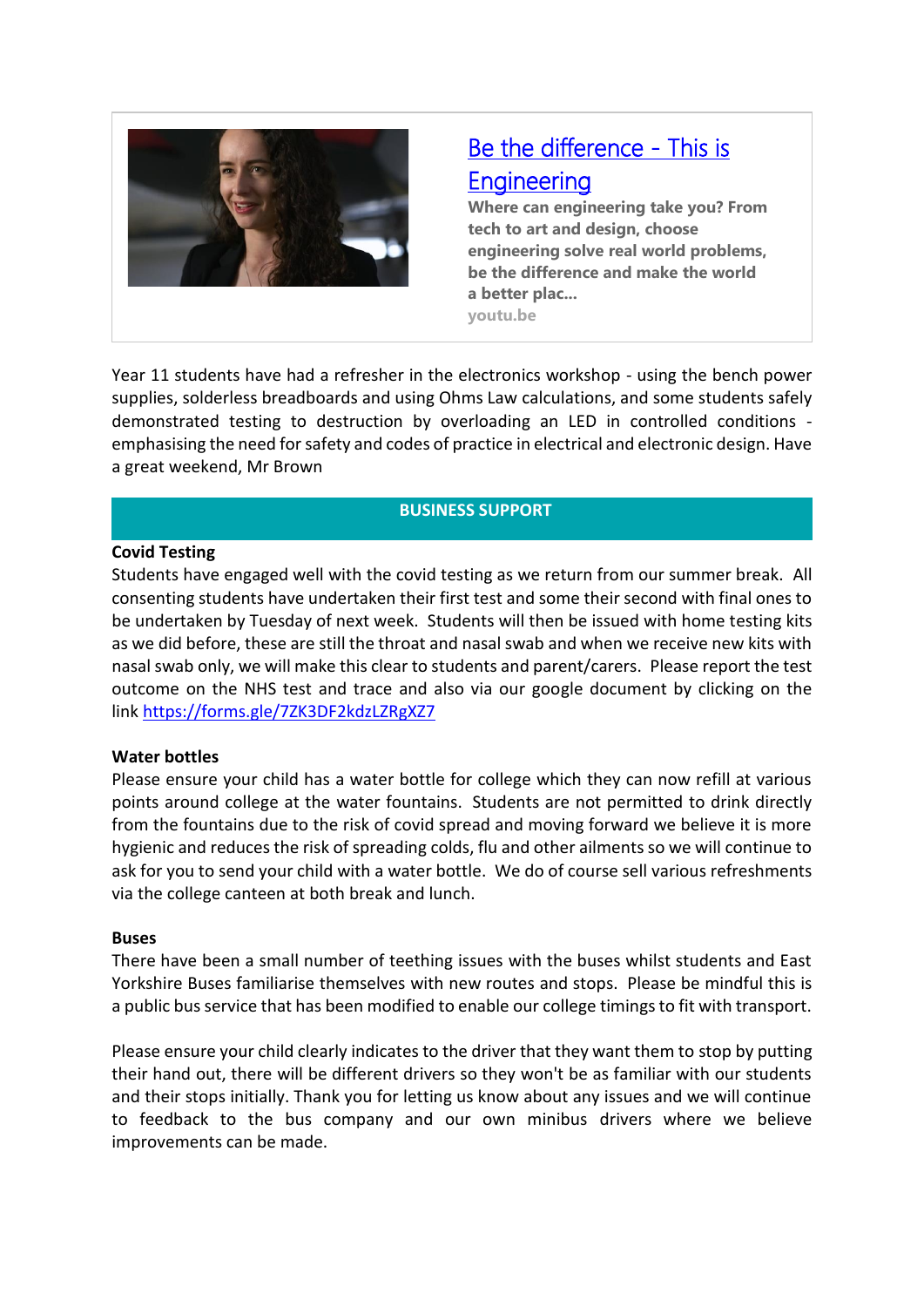[Be the difference - This is Engineering](https://youtu.be)

**Where can engineering take you? From tech to art and design, choose engineering solve real world problems, be the difference and make the world a better plac...**

youtu.be

Year 11 students have had a refresher in the electronics workshop - using the bench power supplies, solderless breadboards and using Ohms Law calculations, and some students safely demonstrated testing to destruction by overloading an LED in controlled conditions - emphasising the need for safety and codes of practice in electrical and electronic design. Have a great weekend, Mr Brown

## BUSINESS SUPPORT

**Covid Testing**

Students have engaged well with the covid testing as we return from our summer break. All consenting students have undertaken their first test and some their second with final ones to be undertaken by Tuesday of next week. Students will then be issued with home testing kits as we did before, these are still the throat and nasal swab and when we receive new kits with nasal swab only, we will make this clear to students and parent/carers. Please report the test outcome on the NHS test and trace and also via our google document by clicking on the link https://forms.gle/7ZK3DF2kdzLZRgXZ7

**Water bottles**

Please ensure your child has a water bottle for college which they can now refill at various points around college at the water fountains. Students are not permitted to drink directly from the fountains due to the risk of covid spread and moving forward we believe it is more hygienic and reduces the risk of spreading colds, flu and other ailments so we will continue to ask for you to send your child with a water bottle. We do of course sell various refreshments via the college canteen at both break and lunch.

**Buses**

There have been a small number of teething issues with the buses whilst students and East Yorkshire Buses familiarise themselves with new routes and stops. Please be mindful this is a public bus service that has been modified to enable our college timings to fit with transport.

Please ensure your child clearly indicates to the driver that they want them to stop by putting their hand out, there will be different drivers so they won't be as familiar with our students and their stops initially. Thank you for letting us know about any issues and we will continue to feedback to the bus company and our own minibus drivers where we believe improvements can be made.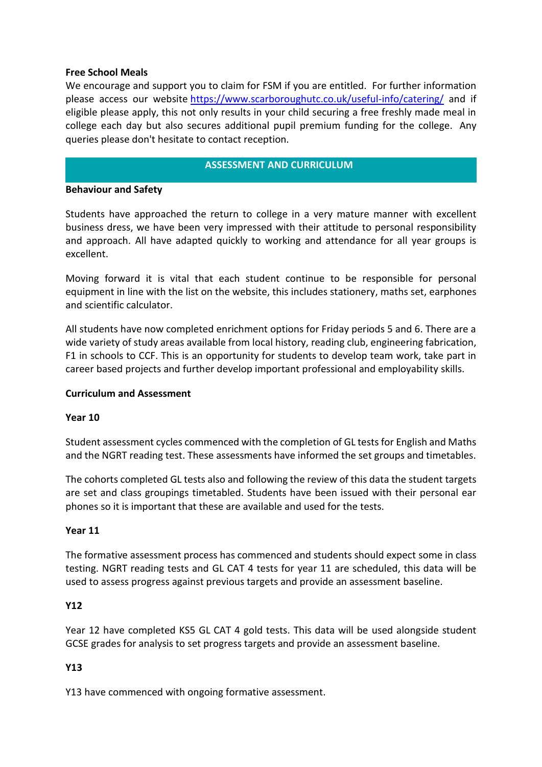**Free School Meals**

We encourage and support you to claim for FSM if you are entitled. For further information please access our website [https://www.scarboroughutc.co.uk/useful-info/catering/](https://www.scarboroughutc.co.uk/useful-info/catering/) and if eligible please apply, this not only results in your child securing a free freshly made meal in college each day but also secures additional pupil premium funding for the college. Any queries please don't hesitate to contact reception.

## ASSESSMENT AND CURRICULUM

**Behaviour and Safety**

Students have approached the return to college in a very mature manner with excellent business dress, we have been very impressed with their attitude to personal responsibility and approach. All have adapted quickly to working and attendance for all year groups is excellent.

Moving forward it is vital that each student continue to be responsible for personal equipment in line with the list on the website, this includes stationery, maths set, earphones and scientific calculator.

All students have now completed enrichment options for Friday periods 5 and 6. There are a wide variety of study areas available from local history, reading club, engineering fabrication, F1 in schools to CCF. This is an opportunity for students to develop team work, take part in career based projects and further develop important professional and employability skills.

**Curriculum and Assessment**

**Year 10**

Student assessment cycles commenced with the completion of GL tests for English and Maths and the NGRT reading test. These assessments have informed the set groups and timetables.

The cohorts completed GL tests also and following the review of this data the student targets are set and class groupings timetabled. Students have been issued with their personal ear phones so it is important that these are available and used for the tests.

**Year 11**

The formative assessment process has commenced and students should expect some in class testing. NGRT reading tests and GL CAT 4 tests for year 11 are scheduled, this data will be used to assess progress against previous targets and provide an assessment baseline.

**Y12**

Year 12 have completed KS5 GL CAT 4 gold tests. This data will be used alongside student GCSE grades for analysis to set progress targets and provide an assessment baseline.

**Y13**

Y13 have commenced with ongoing formative assessment.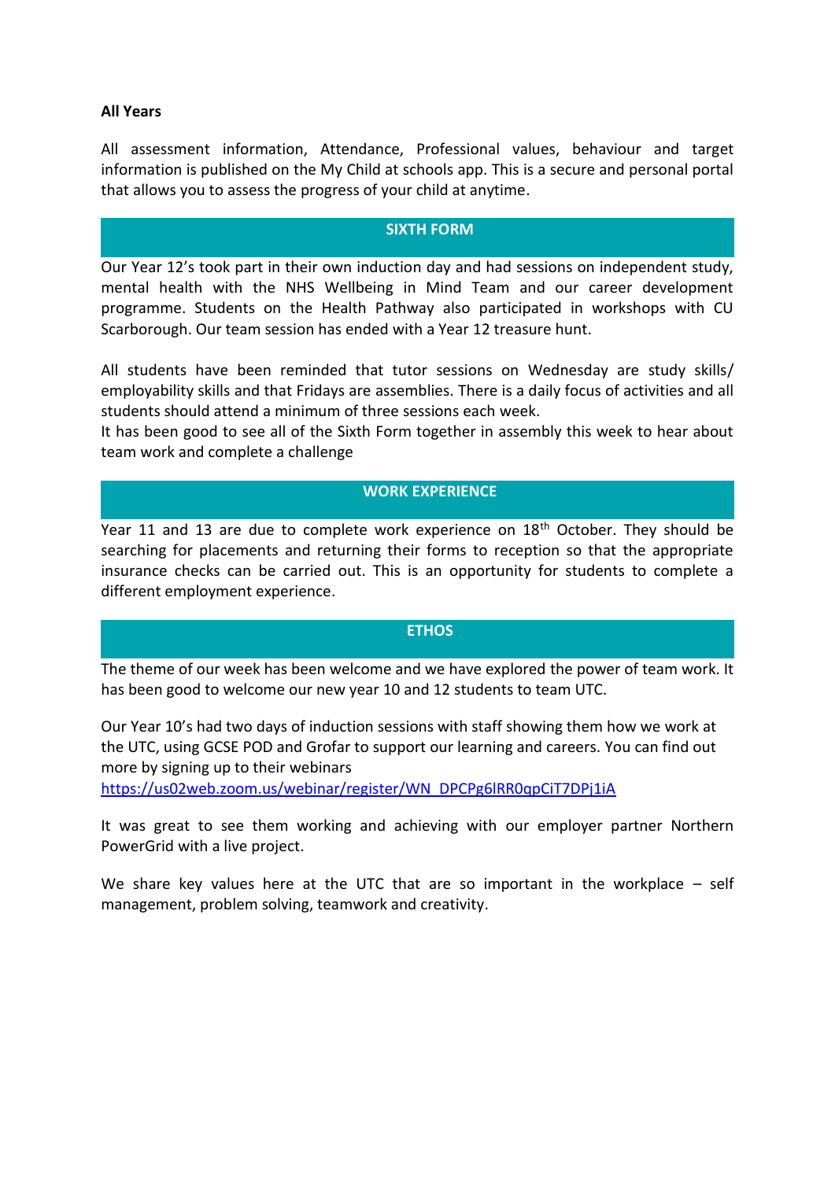**All Years**

All assessment information, Attendance, Professional values, behaviour and target information is published on the My Child at schools app. This is a secure and personal portal that allows you to assess the progress of your child at anytime.

## SIXTH FORM

Our Year 12's took part in their own induction day and had sessions on independent study, mental health with the NHS Wellbeing in Mind Team and our career development programme. Students on the Health Pathway also participated in workshops with CU Scarborough. Our team session has ended with a Year 12 treasure hunt.

All students have been reminded that tutor sessions on Wednesday are study skills/ employability skills and that Fridays are assemblies. There is a daily focus of activities and all students should attend a minimum of three sessions each week.
It has been good to see all of the Sixth Form together in assembly this week to hear about team work and complete a challenge

## WORK EXPERIENCE

Year 11 and 13 are due to complete work experience on 18th October. They should be searching for placements and returning their forms to reception so that the appropriate insurance checks can be carried out. This is an opportunity for students to complete a different employment experience.

## ETHOS

The theme of our week has been welcome and we have explored the power of team work. It has been good to welcome our new year 10 and 12 students to team UTC.

Our Year 10's had two days of induction sessions with staff showing them how we work at the UTC, using GCSE POD and Grofar to support our learning and careers. You can find out more by signing up to their webinars
https://us02web.zoom.us/webinar/register/WN_DPCPg6lRR0qpCiT7DPj1iA

It was great to see them working and achieving with our employer partner Northern PowerGrid with a live project.

We share key values here at the UTC that are so important in the workplace – self management, problem solving, teamwork and creativity.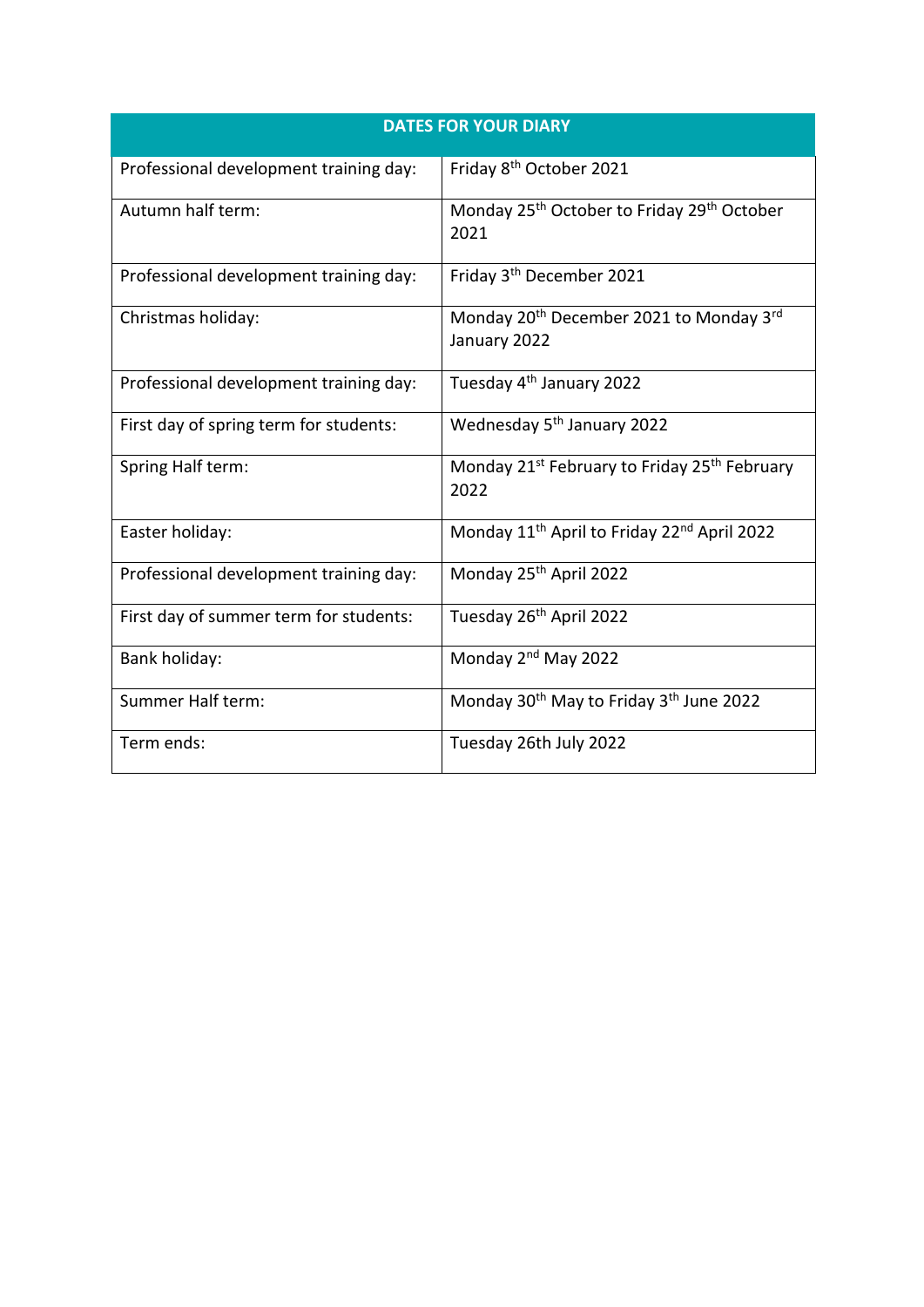| DATES FOR YOUR DIARY | |
|---|---|
| Professional development training day: | Friday 8th October 2021 |
| Autumn half term: | Monday 25th October to Friday 29th October 2021 |
| Professional development training day: | Friday 3th December 2021 |
| Christmas holiday: | Monday 20th December 2021 to Monday 3rd January 2022 |
| Professional development training day: | Tuesday 4th January 2022 |
| First day of spring term for students: | Wednesday 5th January 2022 |
| Spring Half term: | Monday 21st February to Friday 25th February 2022 |
| Easter holiday: | Monday 11th April to Friday 22nd April 2022 |
| Professional development training day: | Monday 25th April 2022 |
| First day of summer term for students: | Tuesday 26th April 2022 |
| Bank holiday: | Monday 2nd May 2022 |
| Summer Half term: | Monday 30th May to Friday 3th June 2022 |
| Term ends: | Tuesday 26th July 2022 |